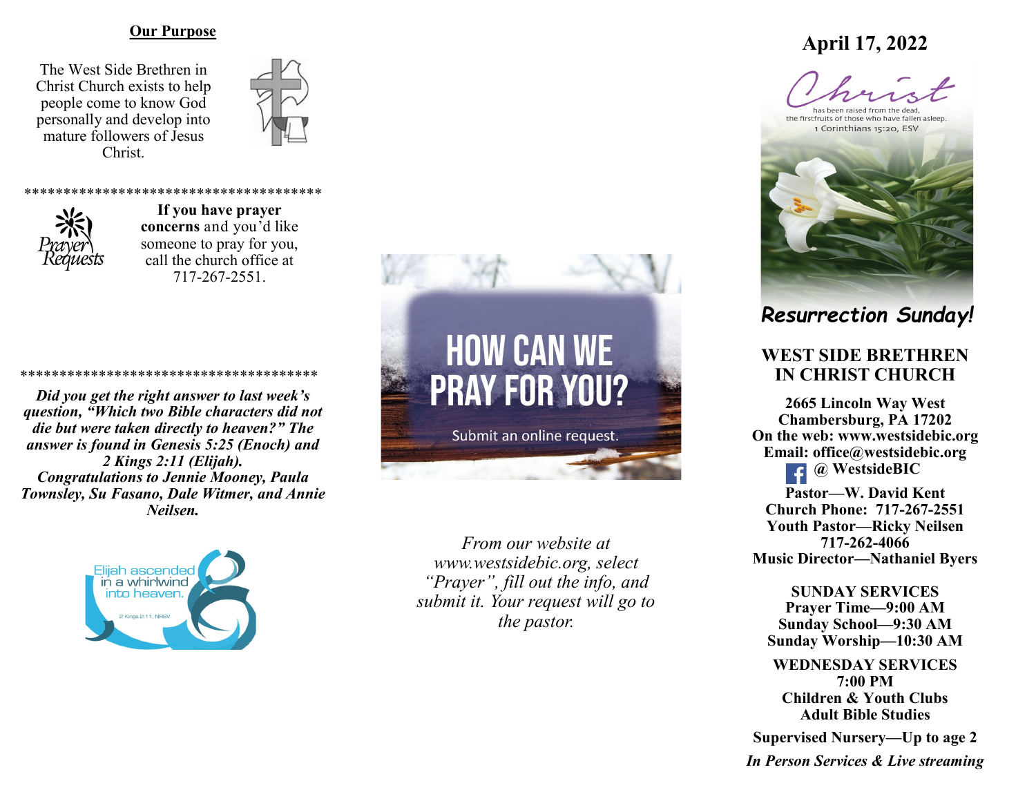## Our Purpose

The West Side Brethren in Christ Church exists to help people come to know God personally and develop into mature followers of Jesus Christ.

*************************************

Prayer Requests

**If you have prayer concerns** and you'd like someone to pray for you, call the church office at 717-267-2551.

*************************************

***Did you get the right answer to last week's question, "Which two Bible characters did not die but were taken directly to heaven?" The answer is found in Genesis 5:25 (Enoch) and 2 Kings 2:11 (Elijah). Congratulations to Jennie Mooney, Paula Townsley, Su Fasano, Dale Witmer, and Annie Neilsen.***

Elijah ascended in a whirlwind into heaven.
2 Kings 2:11, NRSV

# HOW CAN WE PRAY FOR YOU?

Submit an online request.

*From our website at www.westsidebic.org, select "Prayer", fill out the info, and submit it. Your request will go to the pastor.*

**April 17, 2022**

Christ has been raised from the dead, the firstfruits of those who have fallen asleep.
1 Corinthians 15:20, ESV

***Resurrection Sunday!***

## WEST SIDE BRETHREN IN CHRIST CHURCH

**2665 Lincoln Way West**
**Chambersburg, PA 17202**
**On the web: www.westsidebic.org**
**Email: office@westsidebic.org**
**@ WestsideBIC**

**Pastor—W. David Kent**
**Church Phone: 717-267-2551**
**Youth Pastor—Ricky Neilsen**
**717-262-4066**
**Music Director—Nathaniel Byers**

**SUNDAY SERVICES**
**Prayer Time—9:00 AM**
**Sunday School—9:30 AM**
**Sunday Worship—10:30 AM**

**WEDNESDAY SERVICES**
**7:00 PM**
**Children & Youth Clubs**
**Adult Bible Studies**

**Supervised Nursery—Up to age 2**

***In Person Services & Live streaming***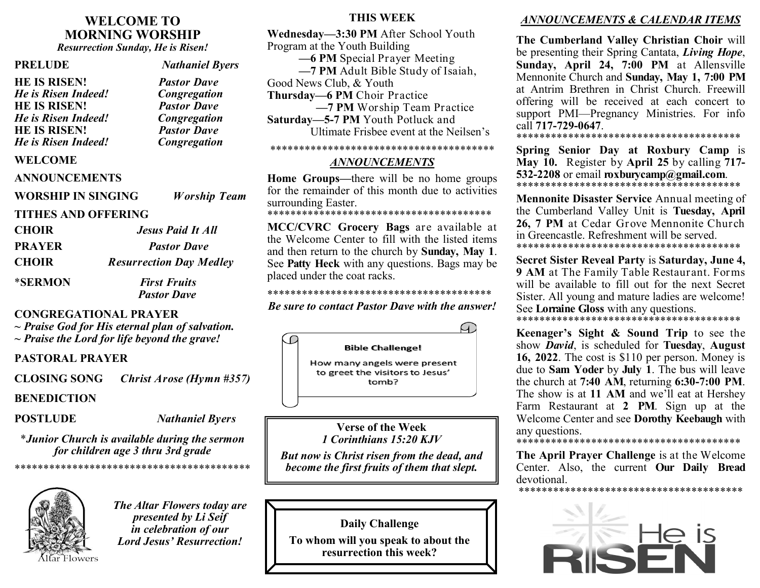# WELCOME TO MORNING WORSHIP

***Resurrection Sunday, He is Risen!***

**PRELUDE** — ***Nathaniel Byers***

**HE IS RISEN!** — ***Pastor Dave***
***He is Risen Indeed!*** — ***Congregation***
**HE IS RISEN!** — ***Pastor Dave***
***He is Risen Indeed!*** — ***Congregation***
**HE IS RISEN!** — ***Pastor Dave***
***He is Risen Indeed!*** — ***Congregation***

**WELCOME**

**ANNOUNCEMENTS**

**WORSHIP IN SINGING** — ***Worship Team***

**TITHES AND OFFERING**

**CHOIR** — ***Jesus Paid It All***

**PRAYER** — ***Pastor Dave***

**CHOIR** — ***Resurrection Day Medley***

**\*SERMON** — ***First Fruits***
***Pastor Dave***

**CONGREGATIONAL PRAYER**
***~ Praise God for His eternal plan of salvation.***
***~ Praise the Lord for life beyond the grave!***

**PASTORAL PRAYER**

**CLOSING SONG** — ***Christ Arose (Hymn #357)***

**BENEDICTION**

**POSTLUDE** — ***Nathaniel Byers***

***\*Junior Church is available during the sermon for children age 3 thru 3rd grade***

\*\*\*\*\*\*\*\*\*\*\*\*\*\*\*\*\*\*\*\*\*\*\*\*\*\*\*\*\*\*\*\*\*\*\*\*\*\*\*\*

Altar Flowers

***The Altar Flowers today are presented by Li Seif in celebration of our Lord Jesus' Resurrection!***

## THIS WEEK

**Wednesday—3:30 PM** After School Youth Program at the Youth Building
**—6 PM** Special Prayer Meeting
**—7 PM** Adult Bible Study of Isaiah, Good News Club, & Youth
**Thursday—6 PM** Choir Practice
**—7 PM** Worship Team Practice
**Saturday—5-7 PM** Youth Potluck and Ultimate Frisbee event at the Neilsen's

\*\*\*\*\*\*\*\*\*\*\*\*\*\*\*\*\*\*\*\*\*\*\*\*\*\*\*\*\*\*\*\*\*\*\*\*\*\*\*\*

## *ANNOUNCEMENTS*

**Home Groups—**there will be no home groups for the remainder of this month due to activities surrounding Easter.

\*\*\*\*\*\*\*\*\*\*\*\*\*\*\*\*\*\*\*\*\*\*\*\*\*\*\*\*\*\*\*\*\*\*\*\*\*\*\*\*

**MCC/CVRC Grocery Bags** are available at the Welcome Center to fill with the listed items and then return to the church by **Sunday, May 1**. See **Patty Heck** with any questions. Bags may be placed under the coat racks.

\*\*\*\*\*\*\*\*\*\*\*\*\*\*\*\*\*\*\*\*\*\*\*\*\*\*\*\*\*\*\*\*\*\*\*\*\*\*\*\*

***Be sure to contact Pastor Dave with the answer!***

**Bible Challenge!**

How many angels were present to greet the visitors to Jesus' tomb?

**Verse of the Week**
***1 Corinthians 15:20 KJV***

***But now is Christ risen from the dead, and become the first fruits of them that slept.***

**Daily Challenge**

**To whom will you speak to about the resurrection this week?**

## *ANNOUNCEMENTS & CALENDAR ITEMS*

**The Cumberland Valley Christian Choir** will be presenting their Spring Cantata, ***Living Hope***, **Sunday, April 24, 7:00 PM** at Allensville Mennonite Church and **Sunday, May 1, 7:00 PM** at Antrim Brethren in Christ Church. Freewill offering will be received at each concert to support PMI—Pregnancy Ministries. For info call **717-729-0647**.

\*\*\*\*\*\*\*\*\*\*\*\*\*\*\*\*\*\*\*\*\*\*\*\*\*\*\*\*\*\*\*\*\*\*\*\*\*\*\*\*

**Spring Senior Day at Roxbury Camp** is **May 10.** Register by **April 25** by calling **717-532-2208** or email **roxburycamp@gmail.com**.

\*\*\*\*\*\*\*\*\*\*\*\*\*\*\*\*\*\*\*\*\*\*\*\*\*\*\*\*\*\*\*\*\*\*\*\*\*\*\*\*

**Mennonite Disaster Service** Annual meeting of the Cumberland Valley Unit is **Tuesday, April 26, 7 PM** at Cedar Grove Mennonite Church in Greencastle. Refreshment will be served.

\*\*\*\*\*\*\*\*\*\*\*\*\*\*\*\*\*\*\*\*\*\*\*\*\*\*\*\*\*\*\*\*\*\*\*\*\*\*\*\*

**Secret Sister Reveal Party** is **Saturday, June 4, 9 AM** at The Family Table Restaurant. Forms will be available to fill out for the next Secret Sister. All young and mature ladies are welcome! See **Lorraine Gloss** with any questions.

\*\*\*\*\*\*\*\*\*\*\*\*\*\*\*\*\*\*\*\*\*\*\*\*\*\*\*\*\*\*\*\*\*\*\*\*\*\*\*\*

**Keenager's Sight & Sound Trip** to see the show ***David***, is scheduled for **Tuesday**, **August 16, 2022**. The cost is $110 per person. Money is due to **Sam Yoder** by **July 1**. The bus will leave the church at **7:40 AM**, returning **6:30-7:00 PM**. The show is at **11 AM** and we'll eat at Hershey Farm Restaurant at **2 PM**. Sign up at the Welcome Center and see **Dorothy Keebaugh** with any questions.

\*\*\*\*\*\*\*\*\*\*\*\*\*\*\*\*\*\*\*\*\*\*\*\*\*\*\*\*\*\*\*\*\*\*\*\*\*\*\*\*

**The April Prayer Challenge** is at the Welcome Center. Also, the current **Our Daily Bread** devotional.

\*\*\*\*\*\*\*\*\*\*\*\*\*\*\*\*\*\*\*\*\*\*\*\*\*\*\*\*\*\*\*\*\*\*\*\*\*\*\*\*

He is RISEN